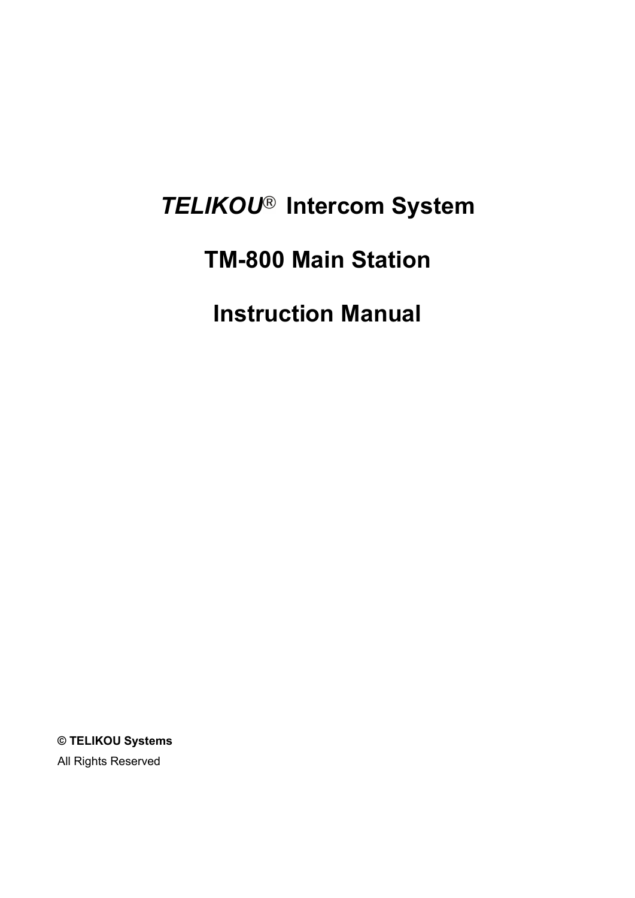# *TELIKOU*® Intercom System

# TM-800 Main Station

# Instruction Manual

**© TELIKOU Systems**

All Rights Reserved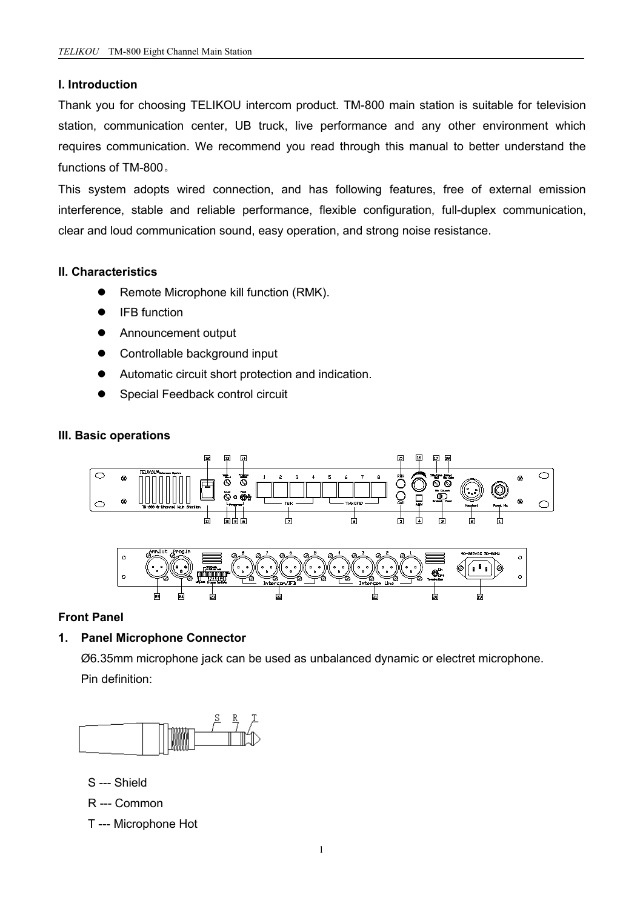## I. Introduction

Thank you for choosing TELIKOU intercom product. TM-800 main station is suitable for television station, communication center, UB truck, live performance and any other environment which requires communication. We recommend you read through this manual to better understand the functions of TM-800。

This system adopts wired connection, and has following features, free of external emission interference, stable and reliable performance, flexible configuration, full-duplex communication, clear and loud communication sound, easy operation, and strong noise resistance.

## II. Characteristics

- Remote Microphone kill function (RMK).
- IFB function
- Announcement output
- Controllable background input
- Automatic circuit short protection and indication.
- Special Feedback control circuit

## III. Basic operations

### Front Panel

1. **Panel Microphone Connector**

   Ø6.35mm microphone jack can be used as unbalanced dynamic or electret microphone.

   Pin definition:

   S --- Shield

   R --- Common

   T --- Microphone Hot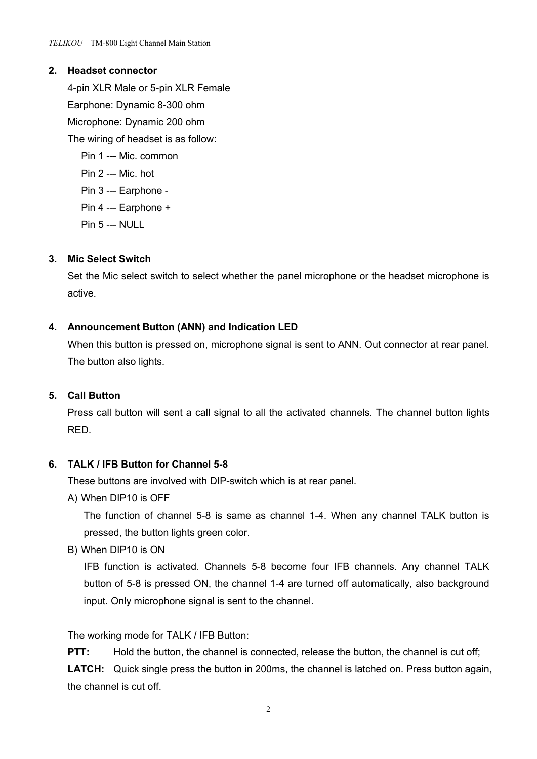**2. Headset connector**

4-pin XLR Male or 5-pin XLR Female

Earphone: Dynamic 8-300 ohm

Microphone: Dynamic 200 ohm

The wiring of headset is as follow:

Pin 1 --- Mic. common

Pin 2 --- Mic. hot

Pin 3 --- Earphone -

Pin 4 --- Earphone +

Pin 5 --- NULL

**3. Mic Select Switch**

Set the Mic select switch to select whether the panel microphone or the headset microphone is active.

**4. Announcement Button (ANN) and Indication LED**

When this button is pressed on, microphone signal is sent to ANN. Out connector at rear panel. The button also lights.

**5. Call Button**

Press call button will sent a call signal to all the activated channels. The channel button lights RED.

**6. TALK / IFB Button for Channel 5-8**

These buttons are involved with DIP-switch which is at rear panel.

A) When DIP10 is OFF

The function of channel 5-8 is same as channel 1-4. When any channel TALK button is pressed, the button lights green color.

B) When DIP10 is ON

IFB function is activated. Channels 5-8 become four IFB channels. Any channel TALK button of 5-8 is pressed ON, the channel 1-4 are turned off automatically, also background input. Only microphone signal is sent to the channel.

The working mode for TALK / IFB Button:

**PTT:** Hold the button, the channel is connected, release the button, the channel is cut off;

**LATCH:** Quick single press the button in 200ms, the channel is latched on. Press button again, the channel is cut off.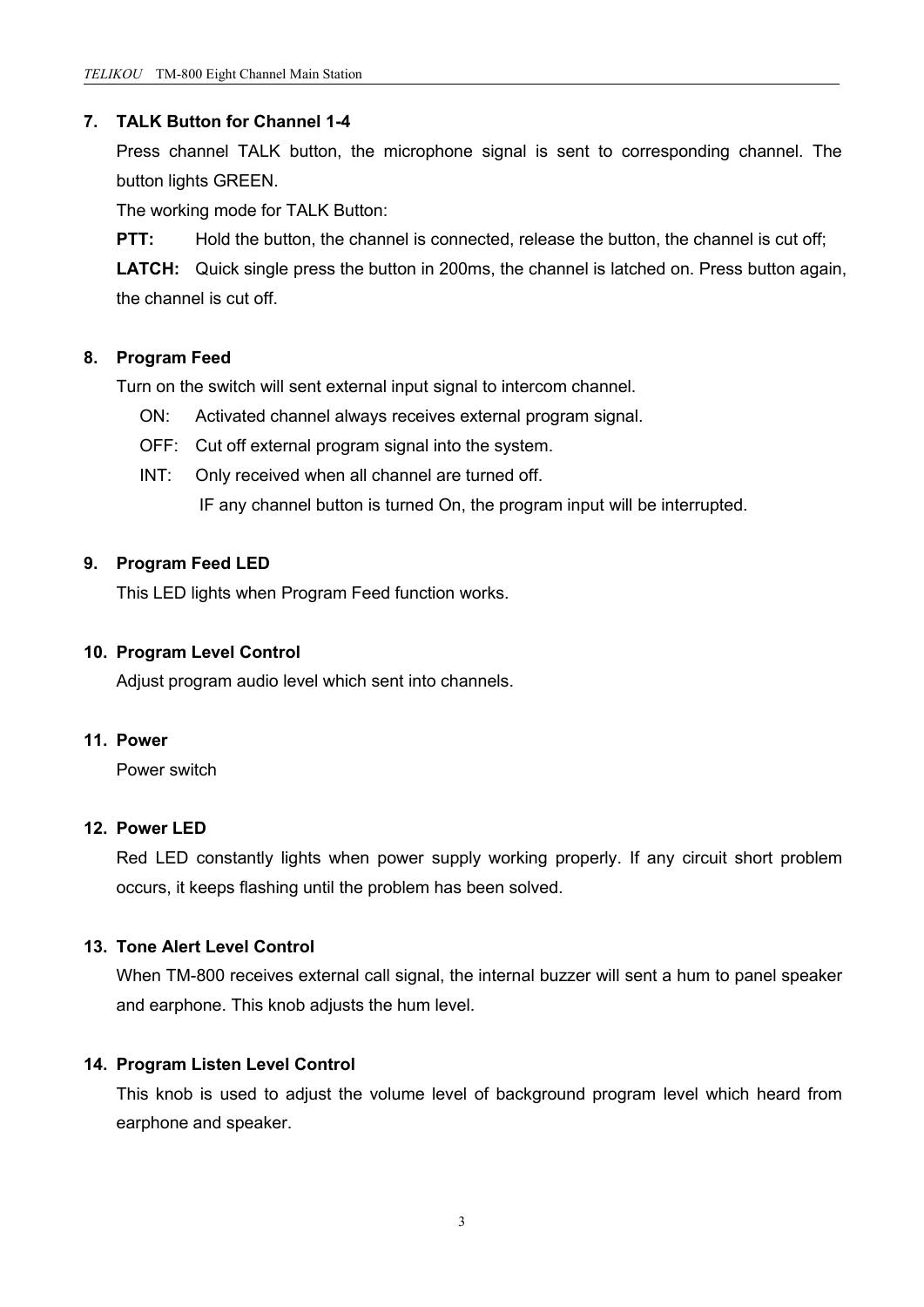### 7. TALK Button for Channel 1-4

Press channel TALK button, the microphone signal is sent to corresponding channel. The button lights GREEN.

The working mode for TALK Button:

**PTT:** Hold the button, the channel is connected, release the button, the channel is cut off;

**LATCH:** Quick single press the button in 200ms, the channel is latched on. Press button again, the channel is cut off.

### 8. Program Feed

Turn on the switch will sent external input signal to intercom channel.

- ON: Activated channel always receives external program signal.
- OFF: Cut off external program signal into the system.
- INT: Only received when all channel are turned off.
  IF any channel button is turned On, the program input will be interrupted.

### 9. Program Feed LED

This LED lights when Program Feed function works.

### 10. Program Level Control

Adjust program audio level which sent into channels.

### 11. Power

Power switch

### 12. Power LED

Red LED constantly lights when power supply working properly. If any circuit short problem occurs, it keeps flashing until the problem has been solved.

### 13. Tone Alert Level Control

When TM-800 receives external call signal, the internal buzzer will sent a hum to panel speaker and earphone. This knob adjusts the hum level.

### 14. Program Listen Level Control

This knob is used to adjust the volume level of background program level which heard from earphone and speaker.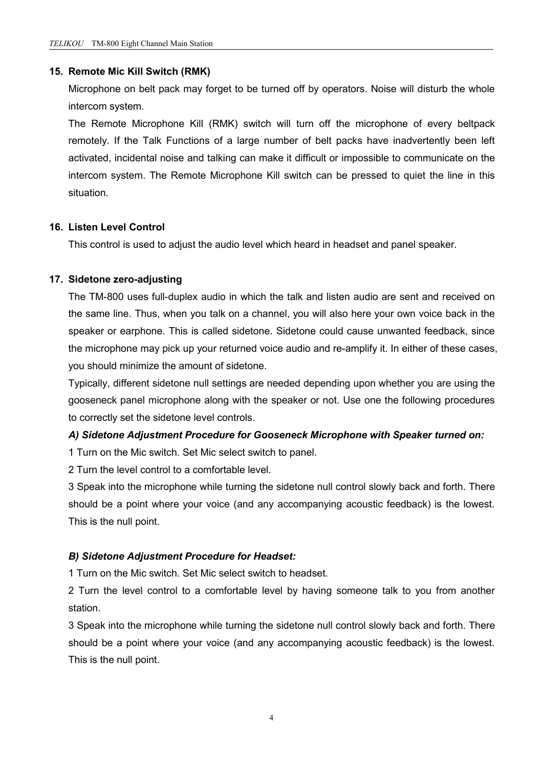**15. Remote Mic Kill Switch (RMK)**

Microphone on belt pack may forget to be turned off by operators. Noise will disturb the whole intercom system.

The Remote Microphone Kill (RMK) switch will turn off the microphone of every beltpack remotely. If the Talk Functions of a large number of belt packs have inadvertently been left activated, incidental noise and talking can make it difficult or impossible to communicate on the intercom system. The Remote Microphone Kill switch can be pressed to quiet the line in this situation.

**16. Listen Level Control**

This control is used to adjust the audio level which heard in headset and panel speaker.

**17. Sidetone zero-adjusting**

The TM-800 uses full-duplex audio in which the talk and listen audio are sent and received on the same line. Thus, when you talk on a channel, you will also here your own voice back in the speaker or earphone. This is called sidetone. Sidetone could cause unwanted feedback, since the microphone may pick up your returned voice audio and re-amplify it. In either of these cases, you should minimize the amount of sidetone.

Typically, different sidetone null settings are needed depending upon whether you are using the gooseneck panel microphone along with the speaker or not. Use one the following procedures to correctly set the sidetone level controls.

***A) Sidetone Adjustment Procedure for Gooseneck Microphone with Speaker turned on:***

1 Turn on the Mic switch. Set Mic select switch to panel.

2 Turn the level control to a comfortable level.

3 Speak into the microphone while turning the sidetone null control slowly back and forth. There should be a point where your voice (and any accompanying acoustic feedback) is the lowest. This is the null point.

***B) Sidetone Adjustment Procedure for Headset:***

1 Turn on the Mic switch. Set Mic select switch to headset.

2 Turn the level control to a comfortable level by having someone talk to you from another station.

3 Speak into the microphone while turning the sidetone null control slowly back and forth. There should be a point where your voice (and any accompanying acoustic feedback) is the lowest. This is the null point.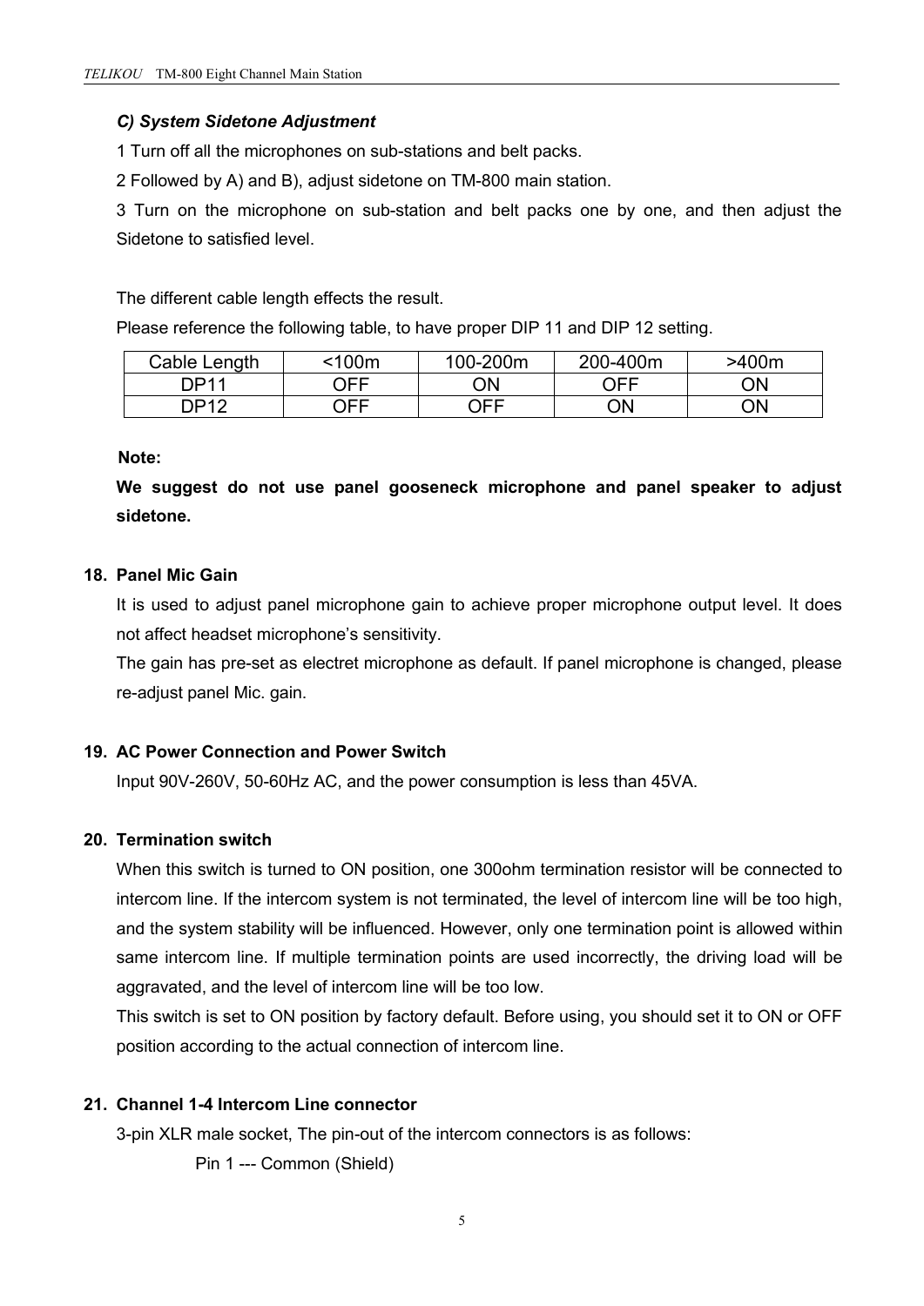### *C) System Sidetone Adjustment*

1 Turn off all the microphones on sub-stations and belt packs.

2 Followed by A) and B), adjust sidetone on TM-800 main station.

3 Turn on the microphone on sub-station and belt packs one by one, and then adjust the Sidetone to satisfied level.

The different cable length effects the result.

Please reference the following table, to have proper DIP 11 and DIP 12 setting.

| Cable Length | <100m | 100-200m | 200-400m | >400m |
|---|---|---|---|---|
| DP11 | OFF | ON | OFF | ON |
| DP12 | OFF | OFF | ON | ON |

**Note:**

**We suggest do not use panel gooseneck microphone and panel speaker to adjust sidetone.**

**18. Panel Mic Gain**

It is used to adjust panel microphone gain to achieve proper microphone output level. It does not affect headset microphone's sensitivity.

The gain has pre-set as electret microphone as default. If panel microphone is changed, please re-adjust panel Mic. gain.

**19. AC Power Connection and Power Switch**

Input 90V-260V, 50-60Hz AC, and the power consumption is less than 45VA.

**20. Termination switch**

When this switch is turned to ON position, one 300ohm termination resistor will be connected to intercom line. If the intercom system is not terminated, the level of intercom line will be too high, and the system stability will be influenced. However, only one termination point is allowed within same intercom line. If multiple termination points are used incorrectly, the driving load will be aggravated, and the level of intercom line will be too low.

This switch is set to ON position by factory default. Before using, you should set it to ON or OFF position according to the actual connection of intercom line.

**21. Channel 1-4 Intercom Line connector**

3-pin XLR male socket, The pin-out of the intercom connectors is as follows:

Pin 1 --- Common (Shield)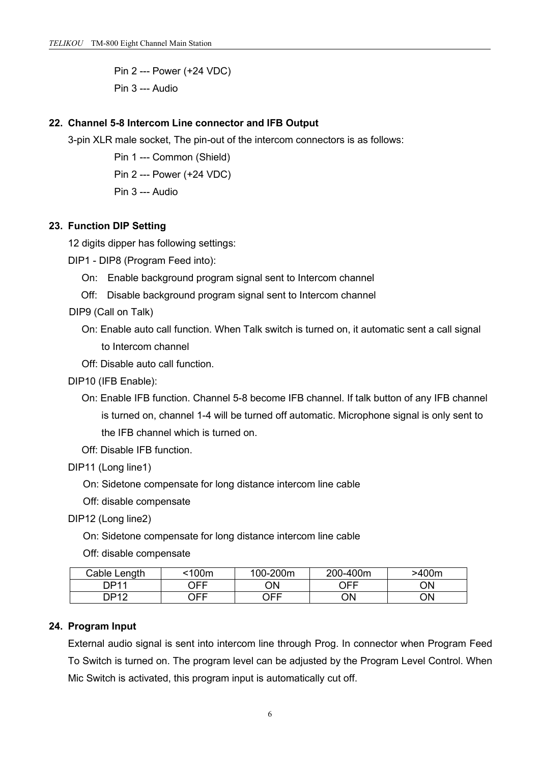Pin 2 --- Power (+24 VDC)

Pin 3 --- Audio

## 22. Channel 5-8 Intercom Line connector and IFB Output

3-pin XLR male socket, The pin-out of the intercom connectors is as follows:

Pin 1 --- Common (Shield)

Pin 2 --- Power (+24 VDC)

Pin 3 --- Audio

## 23. Function DIP Setting

12 digits dipper has following settings:

DIP1 - DIP8 (Program Feed into):

On: Enable background program signal sent to Intercom channel

Off: Disable background program signal sent to Intercom channel

DIP9 (Call on Talk)

On: Enable auto call function. When Talk switch is turned on, it automatic sent a call signal to Intercom channel

Off: Disable auto call function.

DIP10 (IFB Enable):

On: Enable IFB function. Channel 5-8 become IFB channel. If talk button of any IFB channel is turned on, channel 1-4 will be turned off automatic. Microphone signal is only sent to the IFB channel which is turned on.

Off: Disable IFB function.

DIP11 (Long line1)

On: Sidetone compensate for long distance intercom line cable

Off: disable compensate

DIP12 (Long line2)

On: Sidetone compensate for long distance intercom line cable

Off: disable compensate

| Cable Length | <100m | 100-200m | 200-400m | >400m |
|---|---|---|---|---|
| DP11 | OFF | ON | OFF | ON |
| DP12 | OFF | OFF | ON | ON |

## 24. Program Input

External audio signal is sent into intercom line through Prog. In connector when Program Feed To Switch is turned on. The program level can be adjusted by the Program Level Control. When Mic Switch is activated, this program input is automatically cut off.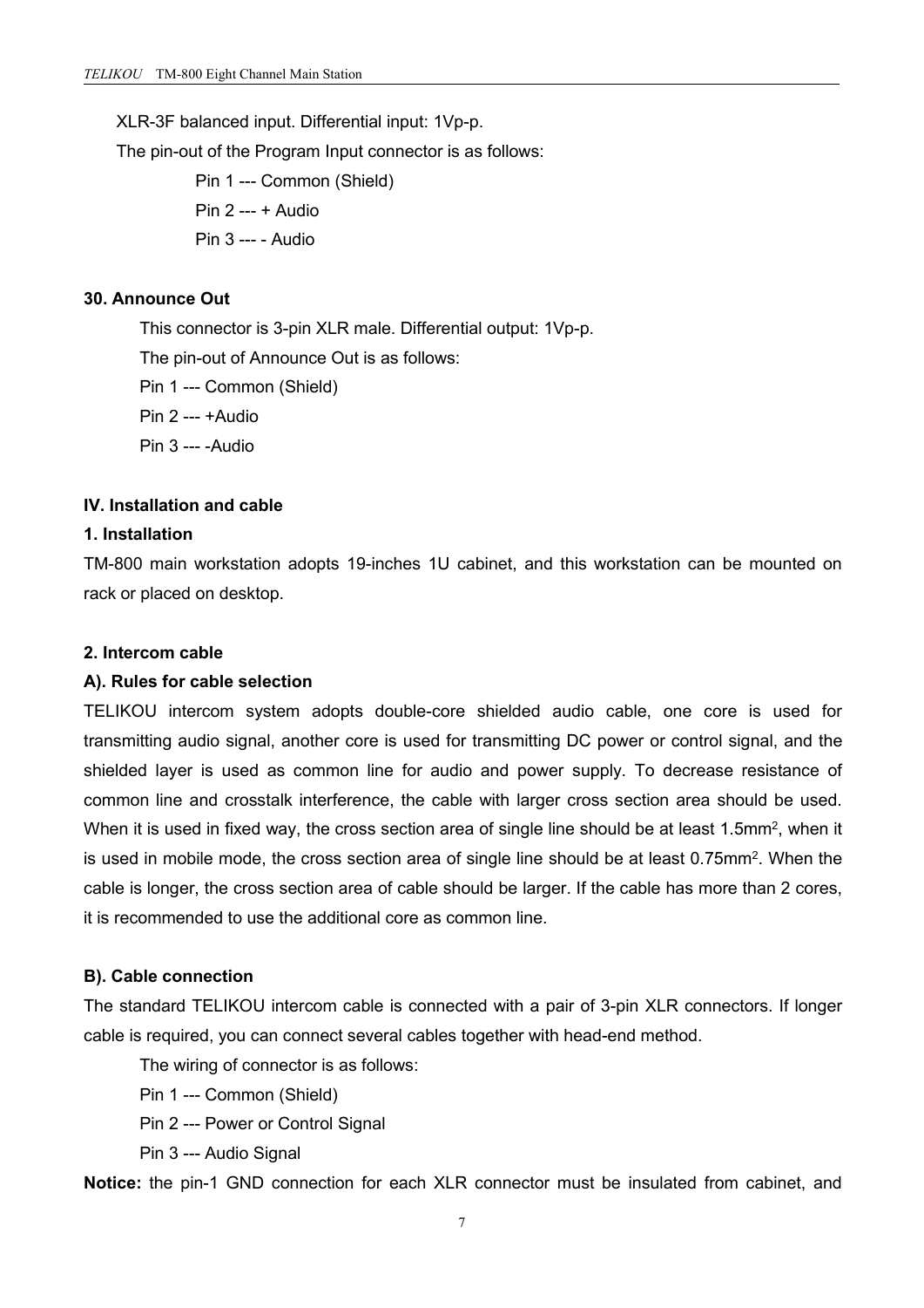XLR-3F balanced input. Differential input: 1Vp-p.

The pin-out of the Program Input connector is as follows:

Pin 1 --- Common (Shield)

Pin 2 --- + Audio

Pin 3 --- - Audio

**30. Announce Out**

This connector is 3-pin XLR male. Differential output: 1Vp-p.

The pin-out of Announce Out is as follows:

Pin 1 --- Common (Shield)

Pin 2 --- +Audio

Pin 3 --- -Audio

**IV. Installation and cable**

**1. Installation**

TM-800 main workstation adopts 19-inches 1U cabinet, and this workstation can be mounted on rack or placed on desktop.

**2. Intercom cable**

**A). Rules for cable selection**

TELIKOU intercom system adopts double-core shielded audio cable, one core is used for transmitting audio signal, another core is used for transmitting DC power or control signal, and the shielded layer is used as common line for audio and power supply. To decrease resistance of common line and crosstalk interference, the cable with larger cross section area should be used. When it is used in fixed way, the cross section area of single line should be at least 1.5mm$^2$, when it is used in mobile mode, the cross section area of single line should be at least 0.75mm$^2$. When the cable is longer, the cross section area of cable should be larger. If the cable has more than 2 cores, it is recommended to use the additional core as common line.

**B). Cable connection**

The standard TELIKOU intercom cable is connected with a pair of 3-pin XLR connectors. If longer cable is required, you can connect several cables together with head-end method.

The wiring of connector is as follows:

Pin 1 --- Common (Shield)

Pin 2 --- Power or Control Signal

Pin 3 --- Audio Signal

**Notice:** the pin-1 GND connection for each XLR connector must be insulated from cabinet, and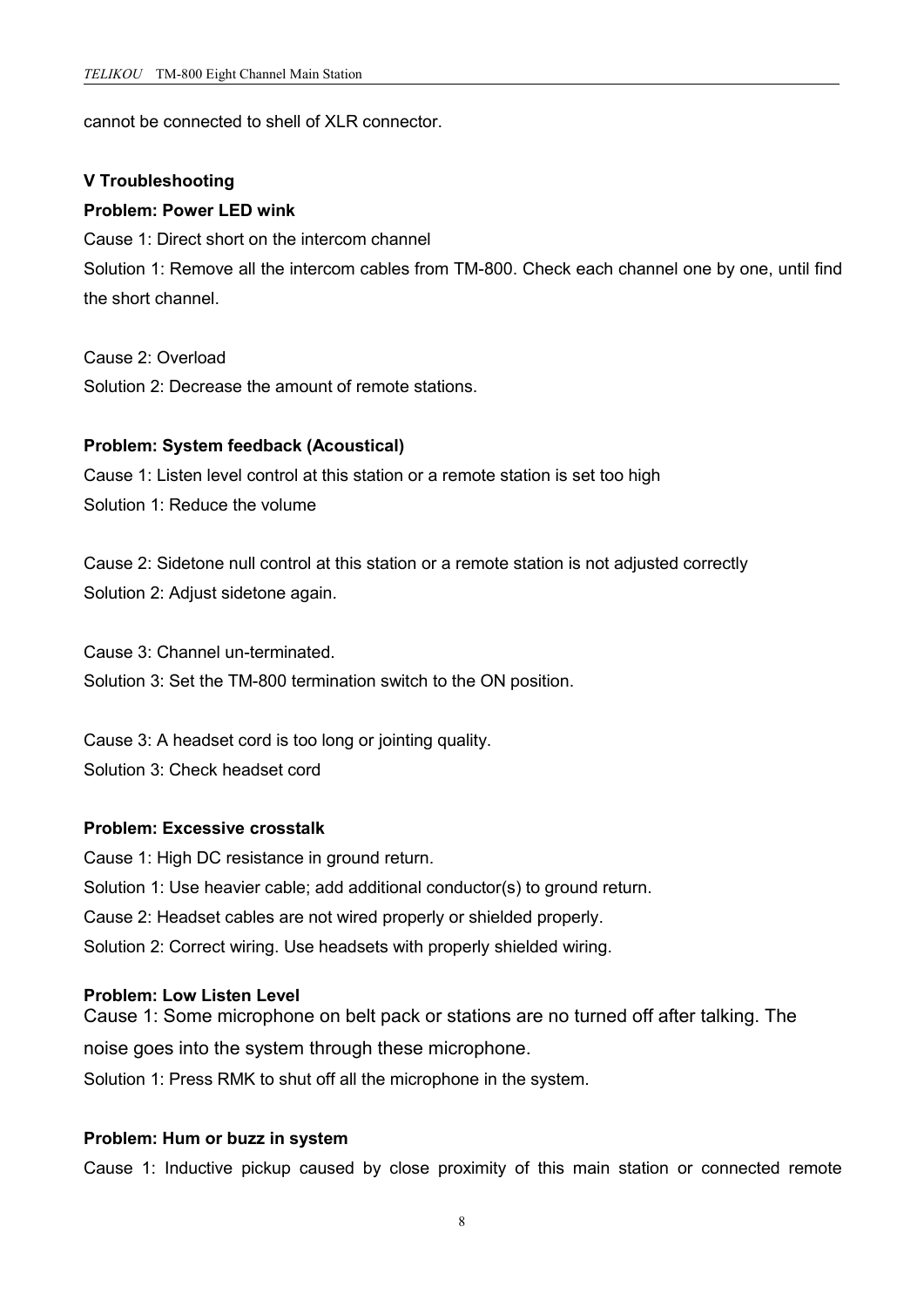cannot be connected to shell of XLR connector.

## V Troubleshooting

**Problem: Power LED wink**

Cause 1: Direct short on the intercom channel

Solution 1: Remove all the intercom cables from TM-800. Check each channel one by one, until find the short channel.

Cause 2: Overload

Solution 2: Decrease the amount of remote stations.

**Problem: System feedback (Acoustical)**

Cause 1: Listen level control at this station or a remote station is set too high

Solution 1: Reduce the volume

Cause 2: Sidetone null control at this station or a remote station is not adjusted correctly

Solution 2: Adjust sidetone again.

Cause 3: Channel un-terminated.

Solution 3: Set the TM-800 termination switch to the ON position.

Cause 3: A headset cord is too long or jointing quality.

Solution 3: Check headset cord

**Problem: Excessive crosstalk**

Cause 1: High DC resistance in ground return.

Solution 1: Use heavier cable; add additional conductor(s) to ground return.

Cause 2: Headset cables are not wired properly or shielded properly.

Solution 2: Correct wiring. Use headsets with properly shielded wiring.

**Problem: Low Listen Level**

Cause 1: Some microphone on belt pack or stations are no turned off after talking. The noise goes into the system through these microphone.

Solution 1: Press RMK to shut off all the microphone in the system.

**Problem: Hum or buzz in system**

Cause 1: Inductive pickup caused by close proximity of this main station or connected remote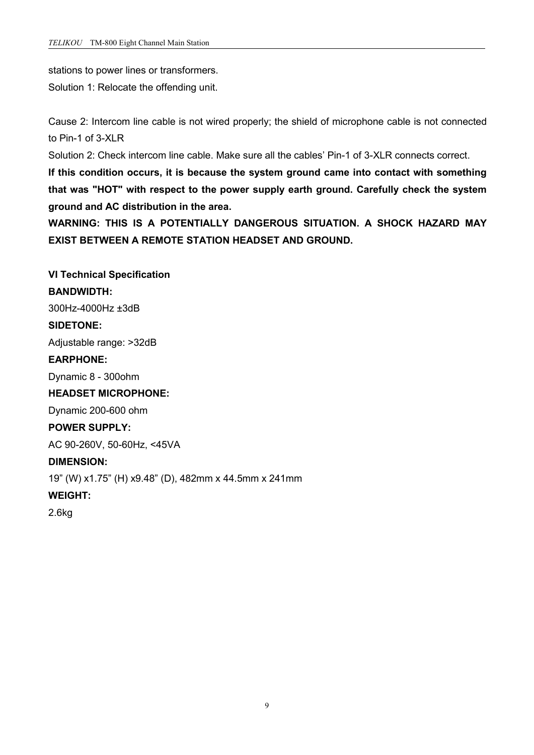stations to power lines or transformers.

Solution 1: Relocate the offending unit.

Cause 2: Intercom line cable is not wired properly; the shield of microphone cable is not connected to Pin-1 of 3-XLR

Solution 2: Check intercom line cable. Make sure all the cables' Pin-1 of 3-XLR connects correct.

**If this condition occurs, it is because the system ground came into contact with something that was "HOT" with respect to the power supply earth ground. Carefully check the system ground and AC distribution in the area.**

**WARNING: THIS IS A POTENTIALLY DANGEROUS SITUATION. A SHOCK HAZARD MAY EXIST BETWEEN A REMOTE STATION HEADSET AND GROUND.**

## VI Technical Specification

**BANDWIDTH:**

300Hz-4000Hz ±3dB

**SIDETONE:**

Adjustable range: >32dB

**EARPHONE:**

Dynamic 8 - 300ohm

**HEADSET MICROPHONE:**

Dynamic 200-600 ohm

**POWER SUPPLY:**

AC 90-260V, 50-60Hz, <45VA

**DIMENSION:**

19" (W) x1.75" (H) x9.48" (D), 482mm x 44.5mm x 241mm

**WEIGHT:**

2.6kg